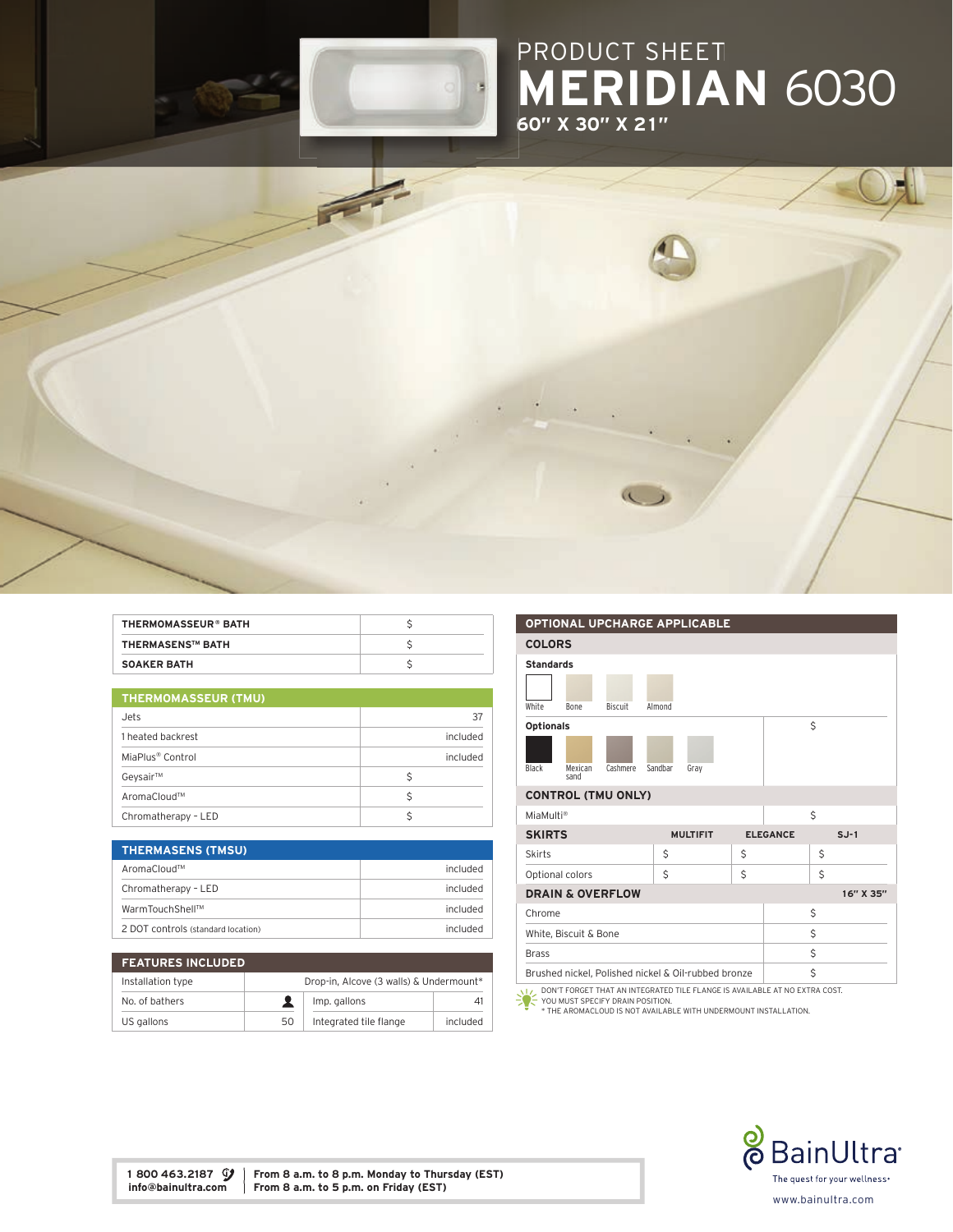PRODUCT SHEET

# MERIDIAN 6030

**60" X 30" X 21"**

| THERMOMASSEUR® BATH | $ |
|---|---|
| THERMASENS™ BATH | $ |
| SOAKER BATH | $ |

| THERMOMASSEUR (TMU) | |
|---|---|
| Jets | 37 |
| 1 heated backrest | included |
| MiaPlus® Control | included |
| Geysair™ | $ |
| AromaCloud™ | $ |
| Chromatherapy - LED | $ |

| THERMASENS (TMSU) | |
|---|---|
| AromaCloud™ | included |
| Chromatherapy - LED | included |
| WarmTouchShell™ | included |
| 2 DOT controls (standard location) | included |

| FEATURES INCLUDED | | | |
|---|---|---|---|
| Installation type | Drop-in, Alcove (3 walls) & Undermount* | | |
| No. of bathers | 1 | Imp. gallons | 41 |
| US gallons | 50 | Integrated tile flange | included |

## OPTIONAL UPCHARGE APPLICABLE

### COLORS

| | |
|---|---|
| **Standards**: White, Bone, Biscuit, Almond | |
| **Optionals**: Black, Mexican sand, Cashmere, Sandbar, Gray | $ |

### CONTROL (TMU ONLY)

| | |
|---|---|
| MiaMulti® | $ |

### SKIRTS

| SKIRTS | MULTIFIT | ELEGANCE | SJ-1 |
|---|---|---|---|
| Skirts | $ | $ | $ |
| Optional colors | $ | $ | $ |

### DRAIN & OVERFLOW

| DRAIN & OVERFLOW | 16" X 35" |
|---|---|
| Chrome | $ |
| White, Biscuit & Bone | $ |
| Brass | $ |
| Brushed nickel, Polished nickel & Oil-rubbed bronze | $ |

DON'T FORGET THAT AN INTEGRATED TILE FLANGE IS AVAILABLE AT NO EXTRA COST.
YOU MUST SPECIFY DRAIN POSITION.
* THE AROMACLOUD IS NOT AVAILABLE WITH UNDERMOUNT INSTALLATION.

**1 800 463.2187**
**info@bainultra.com**

**From 8 a.m. to 8 p.m. Monday to Thursday (EST)**
**From 8 a.m. to 5 p.m. on Friday (EST)**

BainUltra
The quest for your wellness
www.bainultra.com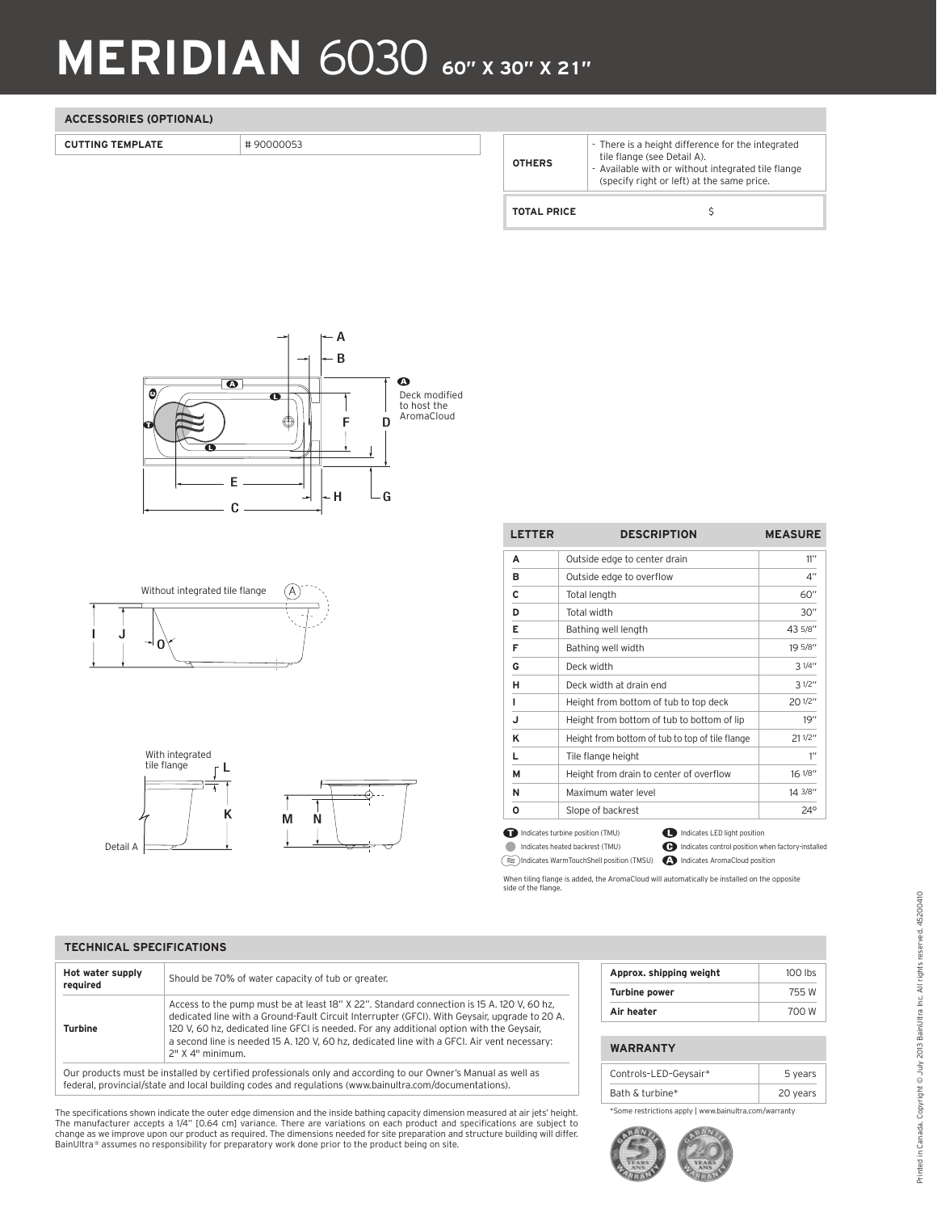# MERIDIAN 6030 60" X 30" X 21"

## ACCESSORIES (OPTIONAL)

| | |
|---|---|
| **CUTTING TEMPLATE** | # 90000053 |

| | |
|---|---|
| **OTHERS** | - There is a height difference for the integrated tile flange (see Detail A).<br>- Available with or without integrated tile flange (specify right or left) at the same price. |
| **TOTAL PRICE** | $ |

A
B
Deck modified to host the AromaCloud
F
D
E
H
G
C

Without integrated tile flange
I
J
O

With integrated tile flange
L
K
Detail A
M
N

| LETTER | DESCRIPTION | MEASURE |
|---|---|---|
| A | Outside edge to center drain | 11" |
| B | Outside edge to overflow | 4" |
| C | Total length | 60" |
| D | Total width | 30" |
| E | Bathing well length | 43 5/8" |
| F | Bathing well width | 19 5/8" |
| G | Deck width | 3 1/4" |
| H | Deck width at drain end | 3 1/2" |
| I | Height from bottom of tub to top deck | 20 1/2" |
| J | Height from bottom of tub to bottom of lip | 19" |
| K | Height from bottom of tub to top of tile flange | 21 1/2" |
| L | Tile flange height | 1" |
| M | Height from drain to center of overflow | 16 1/8" |
| N | Maximum water level | 14 3/8" |
| O | Slope of backrest | 24° |

T Indicates turbine position (TMU)
Indicates heated backrest (TMU)
Indicates WarmTouchShell position (TMSU)
L Indicates LED light position
C Indicates control position when factory-installed
A Indicates AromaCloud position

When tiling flange is added, the AromaCloud will automatically be installed on the opposite side of the flange.

## TECHNICAL SPECIFICATIONS

| | |
|---|---|
| **Hot water supply required** | Should be 70% of water capacity of tub or greater. |
| **Turbine** | Access to the pump must be at least 18" X 22". Standard connection is 15 A. 120 V, 60 hz, dedicated line with a Ground-Fault Circuit Interrupter (GFCI). With Geysair, upgrade to 20 A. 120 V, 60 hz, dedicated line GFCI is needed. For any additional option with the Geysair, a second line is needed 15 A. 120 V, 60 hz, dedicated line with a GFCI. Air vent necessary: 2" X 4" minimum. |

Our products must be installed by certified professionals only and according to our Owner's Manual as well as federal, provincial/state and local building codes and regulations (www.bainultra.com/documentations).

| | |
|---|---|
| **Approx. shipping weight** | 100 lbs |
| **Turbine power** | 755 W |
| **Air heater** | 700 W |

## WARRANTY

| | |
|---|---|
| Controls–LED–Geysair* | 5 years |
| Bath & turbine* | 20 years |

*Some restrictions apply | www.bainultra.com/warranty

The specifications shown indicate the outer edge dimension and the inside bathing capacity dimension measured at air jets' height. The manufacturer accepts a 1/4" [0.64 cm] variance. There are variations on each product and specifications are subject to change as we improve upon our product as required. The dimensions needed for site preparation and structure building will differ. BainUltra® assumes no responsibility for preparatory work done prior to the product being on site.

Printed in Canada. Copyright © July 2013 BainUltra Inc. All rights reserved. 45200410